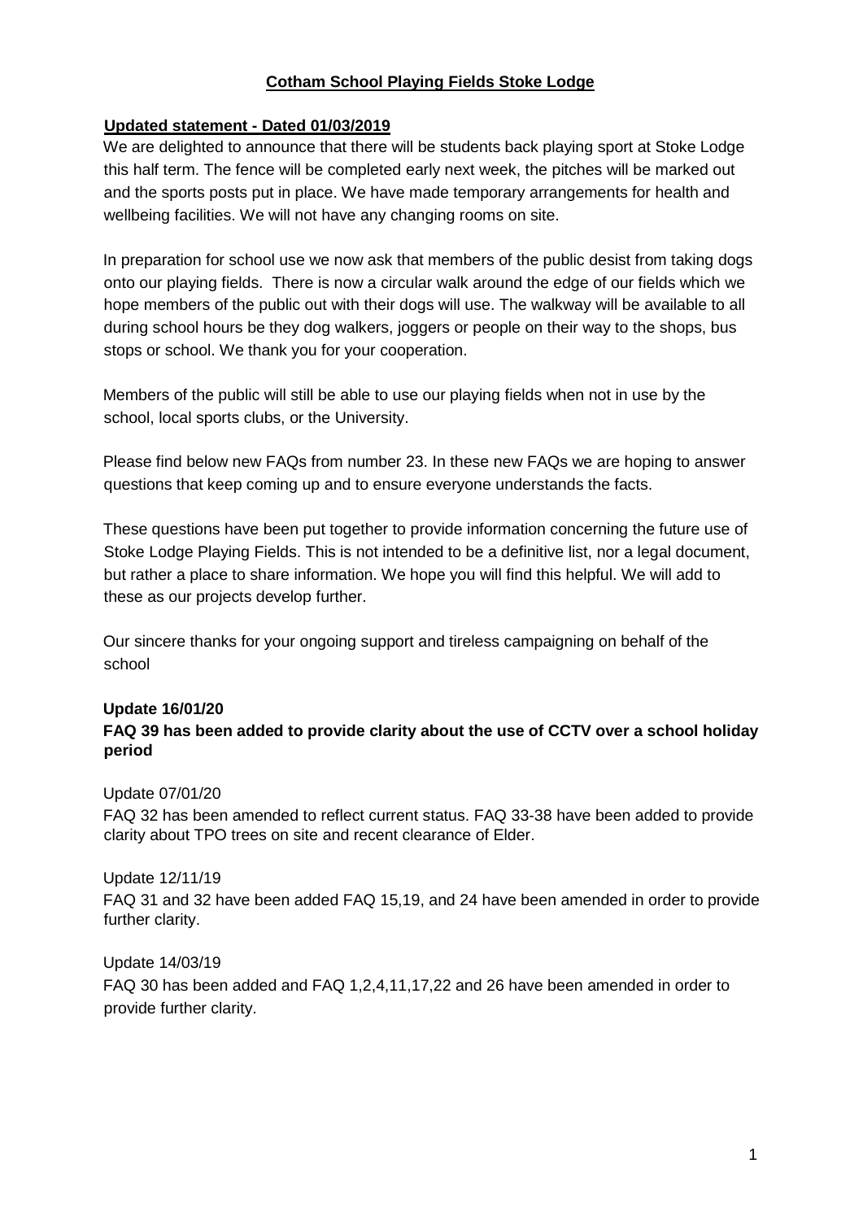# **Cotham School Playing Fields Stoke Lodge**

## **Updated statement - Dated 01/03/2019**

We are delighted to announce that there will be students back playing sport at Stoke Lodge this half term. The fence will be completed early next week, the pitches will be marked out and the sports posts put in place. We have made temporary arrangements for health and wellbeing facilities. We will not have any changing rooms on site.

In preparation for school use we now ask that members of the public desist from taking dogs onto our playing fields. There is now a circular walk around the edge of our fields which we hope members of the public out with their dogs will use. The walkway will be available to all during school hours be they dog walkers, joggers or people on their way to the shops, bus stops or school. We thank you for your cooperation.

Members of the public will still be able to use our playing fields when not in use by the school, local sports clubs, or the University.

Please find below new FAQs from number 23. In these new FAQs we are hoping to answer questions that keep coming up and to ensure everyone understands the facts.

These questions have been put together to provide information concerning the future use of Stoke Lodge Playing Fields. This is not intended to be a definitive list, nor a legal document, but rather a place to share information. We hope you will find this helpful. We will add to these as our projects develop further.

Our sincere thanks for your ongoing support and tireless campaigning on behalf of the school

**Update 16/01/20**
**FAQ 39 has been added to provide clarity about the use of CCTV over a school holiday period**

Update 07/01/20
FAQ 32 has been amended to reflect current status. FAQ 33-38 have been added to provide clarity about TPO trees on site and recent clearance of Elder.

Update 12/11/19
FAQ 31 and 32 have been added FAQ 15,19, and 24 have been amended in order to provide further clarity.

Update 14/03/19
FAQ 30 has been added and FAQ 1,2,4,11,17,22 and 26 have been amended in order to provide further clarity.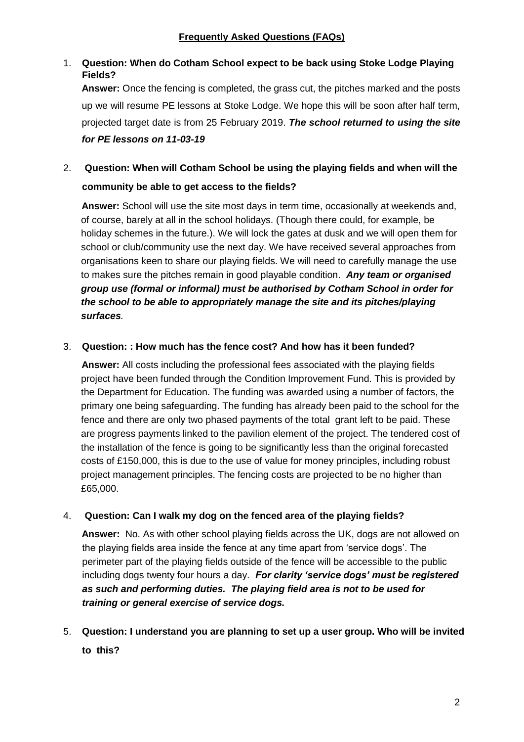## Frequently Asked Questions (FAQs)

1. **Question: When do Cotham School expect to be back using Stoke Lodge Playing Fields?**

   **Answer:** Once the fencing is completed, the grass cut, the pitches marked and the posts up we will resume PE lessons at Stoke Lodge. We hope this will be soon after half term, projected target date is from 25 February 2019. ***The school returned to using the site for PE lessons on 11-03-19***

2. **Question: When will Cotham School be using the playing fields and when will the community be able to get access to the fields?**

   **Answer:** School will use the site most days in term time, occasionally at weekends and, of course, barely at all in the school holidays. (Though there could, for example, be holiday schemes in the future.). We will lock the gates at dusk and we will open them for school or club/community use the next day. We have received several approaches from organisations keen to share our playing fields. We will need to carefully manage the use to makes sure the pitches remain in good playable condition. ***Any team or organised group use (formal or informal) must be authorised by Cotham School in order for the school to be able to appropriately manage the site and its pitches/playing surfaces****.*

3. **Question: : How much has the fence cost? And how has it been funded?**

   **Answer:** All costs including the professional fees associated with the playing fields project have been funded through the Condition Improvement Fund. This is provided by the Department for Education. The funding was awarded using a number of factors, the primary one being safeguarding. The funding has already been paid to the school for the fence and there are only two phased payments of the total grant left to be paid. These are progress payments linked to the pavilion element of the project. The tendered cost of the installation of the fence is going to be significantly less than the original forecasted costs of £150,000, this is due to the use of value for money principles, including robust project management principles. The fencing costs are projected to be no higher than £65,000.

4. **Question: Can I walk my dog on the fenced area of the playing fields?**

   **Answer:** No. As with other school playing fields across the UK, dogs are not allowed on the playing fields area inside the fence at any time apart from 'service dogs'. The perimeter part of the playing fields outside of the fence will be accessible to the public including dogs twenty four hours a day. ***For clarity 'service dogs' must be registered as such and performing duties. The playing field area is not to be used for training or general exercise of service dogs.***

5. **Question: I understand you are planning to set up a user group. Who will be invited to this?**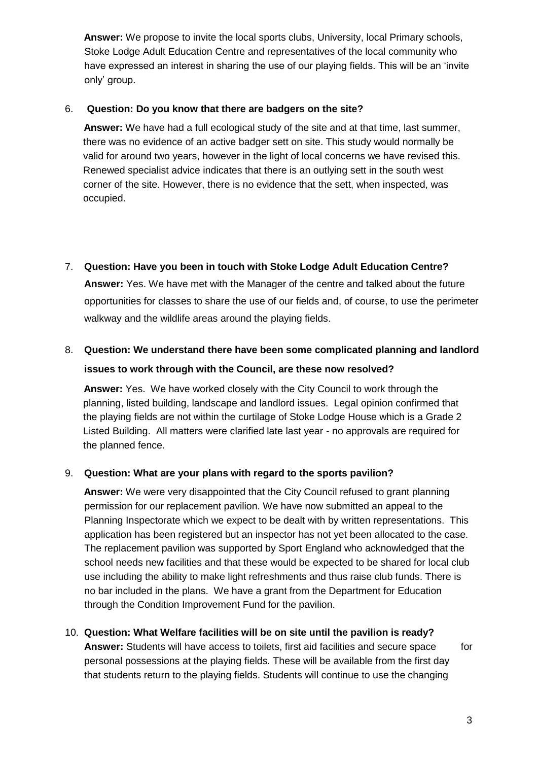**Answer:** We propose to invite the local sports clubs, University, local Primary schools, Stoke Lodge Adult Education Centre and representatives of the local community who have expressed an interest in sharing the use of our playing fields. This will be an 'invite only' group.

6. **Question: Do you know that there are badgers on the site?**

   **Answer:** We have had a full ecological study of the site and at that time, last summer, there was no evidence of an active badger sett on site. This study would normally be valid for around two years, however in the light of local concerns we have revised this. Renewed specialist advice indicates that there is an outlying sett in the south west corner of the site. However, there is no evidence that the sett, when inspected, was occupied.

7. **Question: Have you been in touch with Stoke Lodge Adult Education Centre?**

   **Answer:** Yes. We have met with the Manager of the centre and talked about the future opportunities for classes to share the use of our fields and, of course, to use the perimeter walkway and the wildlife areas around the playing fields.

8. **Question: We understand there have been some complicated planning and landlord issues to work through with the Council, are these now resolved?**

   **Answer:** Yes. We have worked closely with the City Council to work through the planning, listed building, landscape and landlord issues. Legal opinion confirmed that the playing fields are not within the curtilage of Stoke Lodge House which is a Grade 2 Listed Building. All matters were clarified late last year - no approvals are required for the planned fence.

9. **Question: What are your plans with regard to the sports pavilion?**

   **Answer:** We were very disappointed that the City Council refused to grant planning permission for our replacement pavilion. We have now submitted an appeal to the Planning Inspectorate which we expect to be dealt with by written representations. This application has been registered but an inspector has not yet been allocated to the case. The replacement pavilion was supported by Sport England who acknowledged that the school needs new facilities and that these would be expected to be shared for local club use including the ability to make light refreshments and thus raise club funds. There is no bar included in the plans. We have a grant from the Department for Education through the Condition Improvement Fund for the pavilion.

10. **Question: What Welfare facilities will be on site until the pavilion is ready?**
    **Answer:** Students will have access to toilets, first aid facilities and secure space for personal possessions at the playing fields. These will be available from the first day that students return to the playing fields. Students will continue to use the changing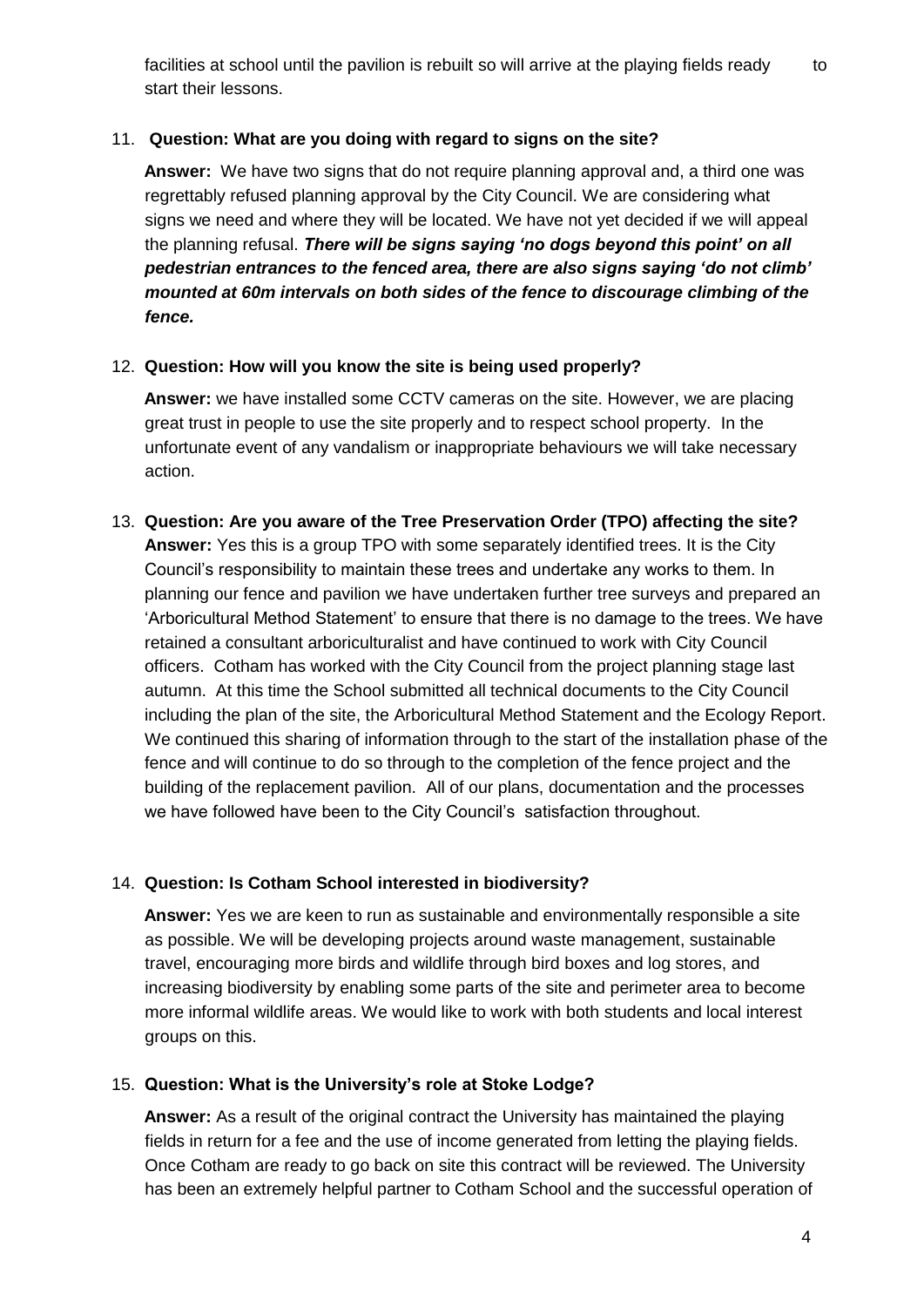facilities at school until the pavilion is rebuilt so will arrive at the playing fields ready to start their lessons.

11. **Question: What are you doing with regard to signs on the site?**

    **Answer:** We have two signs that do not require planning approval and, a third one was regrettably refused planning approval by the City Council. We are considering what signs we need and where they will be located. We have not yet decided if we will appeal the planning refusal. ***There will be signs saying 'no dogs beyond this point' on all pedestrian entrances to the fenced area, there are also signs saying 'do not climb' mounted at 60m intervals on both sides of the fence to discourage climbing of the fence.***

12. **Question: How will you know the site is being used properly?**

    **Answer:** we have installed some CCTV cameras on the site. However, we are placing great trust in people to use the site properly and to respect school property. In the unfortunate event of any vandalism or inappropriate behaviours we will take necessary action.

13. **Question: Are you aware of the Tree Preservation Order (TPO) affecting the site?**
    **Answer:** Yes this is a group TPO with some separately identified trees. It is the City Council's responsibility to maintain these trees and undertake any works to them. In planning our fence and pavilion we have undertaken further tree surveys and prepared an 'Arboricultural Method Statement' to ensure that there is no damage to the trees. We have retained a consultant arboriculturalist and have continued to work with City Council officers. Cotham has worked with the City Council from the project planning stage last autumn. At this time the School submitted all technical documents to the City Council including the plan of the site, the Arboricultural Method Statement and the Ecology Report. We continued this sharing of information through to the start of the installation phase of the fence and will continue to do so through to the completion of the fence project and the building of the replacement pavilion. All of our plans, documentation and the processes we have followed have been to the City Council's satisfaction throughout.

14. **Question: Is Cotham School interested in biodiversity?**

    **Answer:** Yes we are keen to run as sustainable and environmentally responsible a site as possible. We will be developing projects around waste management, sustainable travel, encouraging more birds and wildlife through bird boxes and log stores, and increasing biodiversity by enabling some parts of the site and perimeter area to become more informal wildlife areas. We would like to work with both students and local interest groups on this.

15. **Question: What is the University's role at Stoke Lodge?**

    **Answer:** As a result of the original contract the University has maintained the playing fields in return for a fee and the use of income generated from letting the playing fields. Once Cotham are ready to go back on site this contract will be reviewed. The University has been an extremely helpful partner to Cotham School and the successful operation of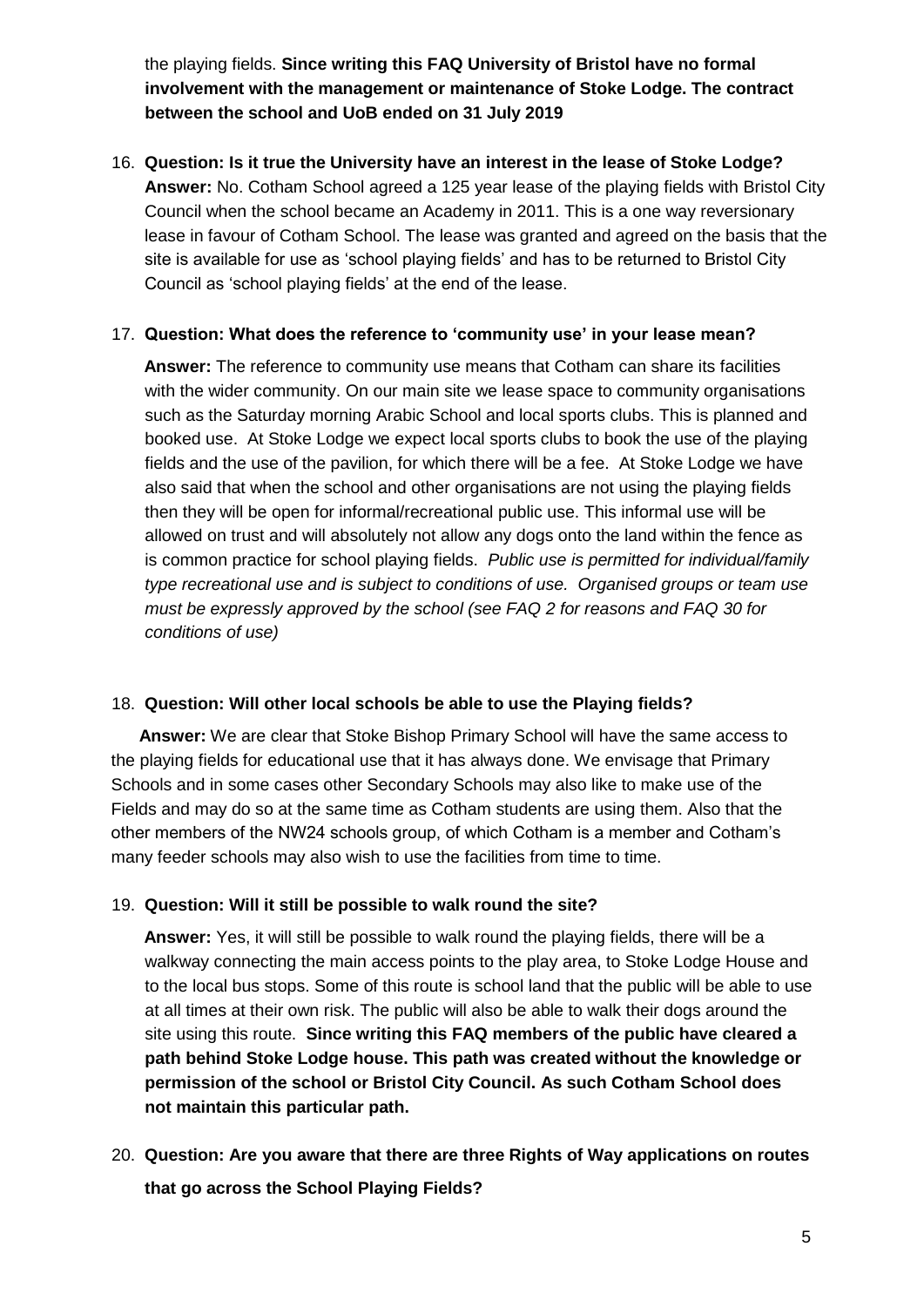the playing fields. **Since writing this FAQ University of Bristol have no formal involvement with the management or maintenance of Stoke Lodge. The contract between the school and UoB ended on 31 July 2019**

16. **Question: Is it true the University have an interest in the lease of Stoke Lodge?**
    **Answer:** No. Cotham School agreed a 125 year lease of the playing fields with Bristol City Council when the school became an Academy in 2011. This is a one way reversionary lease in favour of Cotham School. The lease was granted and agreed on the basis that the site is available for use as 'school playing fields' and has to be returned to Bristol City Council as 'school playing fields' at the end of the lease.

17. **Question: What does the reference to 'community use' in your lease mean?**

    **Answer:** The reference to community use means that Cotham can share its facilities with the wider community. On our main site we lease space to community organisations such as the Saturday morning Arabic School and local sports clubs. This is planned and booked use. At Stoke Lodge we expect local sports clubs to book the use of the playing fields and the use of the pavilion, for which there will be a fee. At Stoke Lodge we have also said that when the school and other organisations are not using the playing fields then they will be open for informal/recreational public use. This informal use will be allowed on trust and will absolutely not allow any dogs onto the land within the fence as is common practice for school playing fields. *Public use is permitted for individual/family type recreational use and is subject to conditions of use. Organised groups or team use must be expressly approved by the school (see FAQ 2 for reasons and FAQ 30 for conditions of use)*

18. **Question: Will other local schools be able to use the Playing fields?**

    **Answer:** We are clear that Stoke Bishop Primary School will have the same access to the playing fields for educational use that it has always done. We envisage that Primary Schools and in some cases other Secondary Schools may also like to make use of the Fields and may do so at the same time as Cotham students are using them. Also that the other members of the NW24 schools group, of which Cotham is a member and Cotham's many feeder schools may also wish to use the facilities from time to time.

19. **Question: Will it still be possible to walk round the site?**

    **Answer:** Yes, it will still be possible to walk round the playing fields, there will be a walkway connecting the main access points to the play area, to Stoke Lodge House and to the local bus stops. Some of this route is school land that the public will be able to use at all times at their own risk. The public will also be able to walk their dogs around the site using this route. **Since writing this FAQ members of the public have cleared a path behind Stoke Lodge house. This path was created without the knowledge or permission of the school or Bristol City Council. As such Cotham School does not maintain this particular path.**

20. **Question: Are you aware that there are three Rights of Way applications on routes that go across the School Playing Fields?**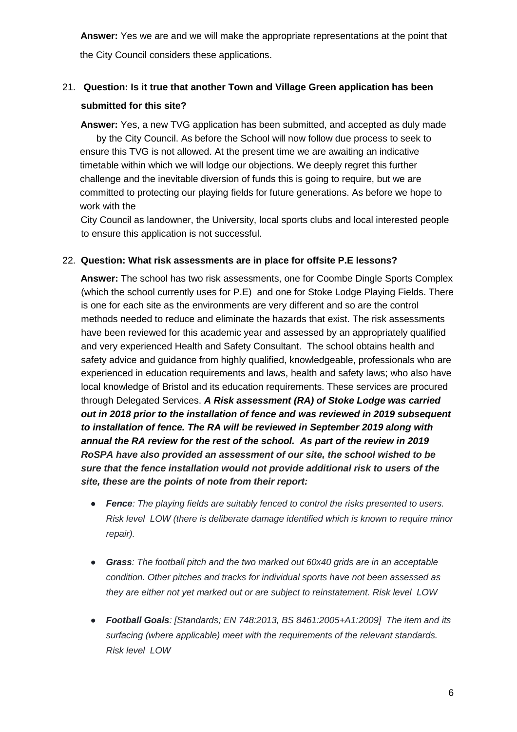**Answer:** Yes we are and we will make the appropriate representations at the point that the City Council considers these applications.

21. **Question: Is it true that another Town and Village Green application has been submitted for this site?**

    **Answer:** Yes, a new TVG application has been submitted, and accepted as duly made by the City Council. As before the School will now follow due process to seek to ensure this TVG is not allowed. At the present time we are awaiting an indicative timetable within which we will lodge our objections. We deeply regret this further challenge and the inevitable diversion of funds this is going to require, but we are committed to protecting our playing fields for future generations. As before we hope to work with the City Council as landowner, the University, local sports clubs and local interested people to ensure this application is not successful.

22. **Question: What risk assessments are in place for offsite P.E lessons?**

    **Answer:** The school has two risk assessments, one for Coombe Dingle Sports Complex (which the school currently uses for P.E) and one for Stoke Lodge Playing Fields. There is one for each site as the environments are very different and so are the control methods needed to reduce and eliminate the hazards that exist. The risk assessments have been reviewed for this academic year and assessed by an appropriately qualified and very experienced Health and Safety Consultant. The school obtains health and safety advice and guidance from highly qualified, knowledgeable, professionals who are experienced in education requirements and laws, health and safety laws; who also have local knowledge of Bristol and its education requirements. These services are procured through Delegated Services. ***A Risk assessment (RA) of Stoke Lodge was carried out in 2018 prior to the installation of fence and was reviewed in 2019 subsequent to installation of fence. The RA will be reviewed in September 2019 along with annual the RA review for the rest of the school. As part of the review in 2019 RoSPA have also provided an assessment of our site, the school wished to be sure that the fence installation would not provide additional risk to users of the site, these are the points of note from their report:***

    - ***Fence****: The playing fields are suitably fenced to control the risks presented to users. Risk level LOW (there is deliberate damage identified which is known to require minor repair).*
    - ***Grass****: The football pitch and the two marked out 60x40 grids are in an acceptable condition. Other pitches and tracks for individual sports have not been assessed as they are either not yet marked out or are subject to reinstatement. Risk level LOW*
    - ***Football Goals****: [Standards; EN 748:2013, BS 8461:2005+A1:2009] The item and its surfacing (where applicable) meet with the requirements of the relevant standards. Risk level LOW*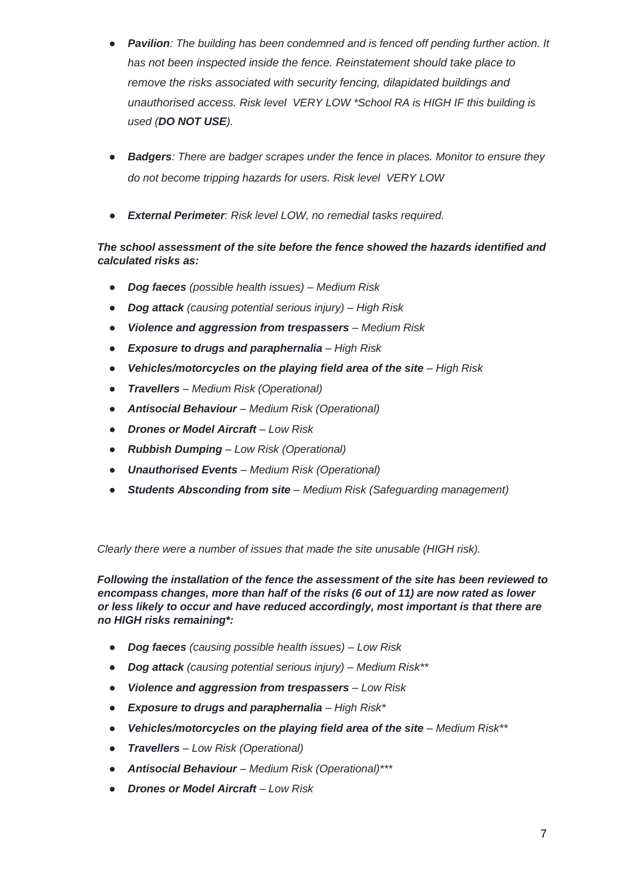- ***Pavilion**: The building has been condemned and is fenced off pending further action. It has not been inspected inside the fence. Reinstatement should take place to remove the risks associated with security fencing, dilapidated buildings and unauthorised access. Risk level VERY LOW *School RA is HIGH IF this building is used (**DO NOT USE**).*

- ***Badgers**: There are badger scrapes under the fence in places. Monitor to ensure they do not become tripping hazards for users. Risk level VERY LOW*

- ***External Perimeter**: Risk level LOW, no remedial tasks required.*

***The school assessment of the site before the fence showed the hazards identified and calculated risks as:***

- ***Dog faeces** (possible health issues) – Medium Risk*
- ***Dog attack** (causing potential serious injury) – High Risk*
- ***Violence and aggression from trespassers** – Medium Risk*
- ***Exposure to drugs and paraphernalia** – High Risk*
- ***Vehicles/motorcycles on the playing field area of the site** – High Risk*
- ***Travellers** – Medium Risk (Operational)*
- ***Antisocial Behaviour** – Medium Risk (Operational)*
- ***Drones or Model Aircraft** – Low Risk*
- ***Rubbish Dumping** – Low Risk (Operational)*
- ***Unauthorised Events** – Medium Risk (Operational)*
- ***Students Absconding from site** – Medium Risk (Safeguarding management)*

*Clearly there were a number of issues that made the site unusable (HIGH risk).*

***Following the installation of the fence the assessment of the site has been reviewed to encompass changes, more than half of the risks (6 out of 11) are now rated as lower or less likely to occur and have reduced accordingly, most important is that there are no HIGH risks remaining*:***

- ***Dog faeces** (causing possible health issues) – Low Risk*
- ***Dog attack** (causing potential serious injury) – Medium Risk***
- ***Violence and aggression from trespassers** – Low Risk*
- ***Exposure to drugs and paraphernalia** – High Risk**
- ***Vehicles/motorcycles on the playing field area of the site** – Medium Risk***
- ***Travellers** – Low Risk (Operational)*
- ***Antisocial Behaviour** – Medium Risk (Operational)****
- ***Drones or Model Aircraft** – Low Risk*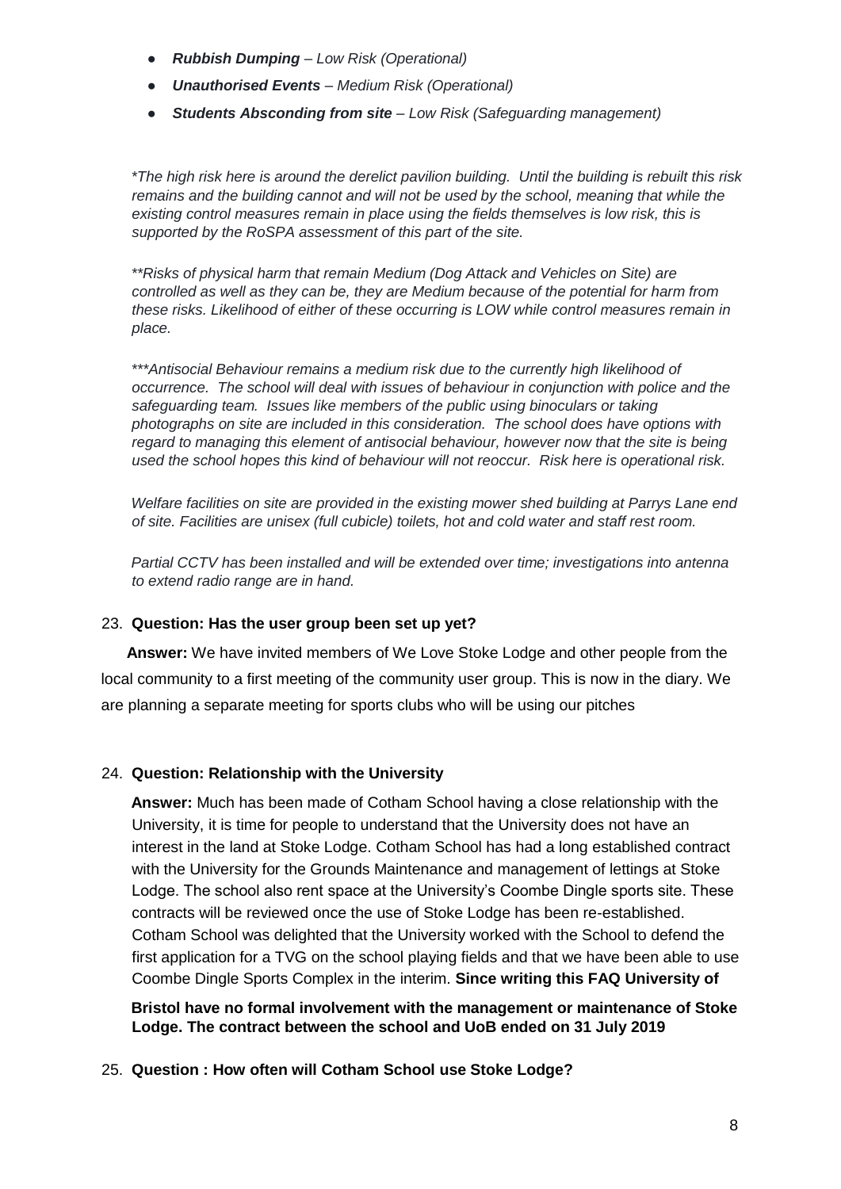- ***Rubbish Dumping*** *– Low Risk (Operational)*
- ***Unauthorised Events*** *– Medium Risk (Operational)*
- ***Students Absconding from site*** *– Low Risk (Safeguarding management)*

*\*The high risk here is around the derelict pavilion building. Until the building is rebuilt this risk remains and the building cannot and will not be used by the school, meaning that while the existing control measures remain in place using the fields themselves is low risk, this is supported by the RoSPA assessment of this part of the site.*

*\*\*Risks of physical harm that remain Medium (Dog Attack and Vehicles on Site) are controlled as well as they can be, they are Medium because of the potential for harm from these risks. Likelihood of either of these occurring is LOW while control measures remain in place.*

*\*\*\*Antisocial Behaviour remains a medium risk due to the currently high likelihood of occurrence. The school will deal with issues of behaviour in conjunction with police and the safeguarding team. Issues like members of the public using binoculars or taking photographs on site are included in this consideration. The school does have options with regard to managing this element of antisocial behaviour, however now that the site is being used the school hopes this kind of behaviour will not reoccur. Risk here is operational risk.*

*Welfare facilities on site are provided in the existing mower shed building at Parrys Lane end of site. Facilities are unisex (full cubicle) toilets, hot and cold water and staff rest room.*

*Partial CCTV has been installed and will be extended over time; investigations into antenna to extend radio range are in hand.*

23. **Question: Has the user group been set up yet?**

    **Answer:** We have invited members of We Love Stoke Lodge and other people from the local community to a first meeting of the community user group. This is now in the diary. We are planning a separate meeting for sports clubs who will be using our pitches

24. **Question: Relationship with the University**

    **Answer:** Much has been made of Cotham School having a close relationship with the University, it is time for people to understand that the University does not have an interest in the land at Stoke Lodge. Cotham School has had a long established contract with the University for the Grounds Maintenance and management of lettings at Stoke Lodge. The school also rent space at the University's Coombe Dingle sports site. These contracts will be reviewed once the use of Stoke Lodge has been re-established. Cotham School was delighted that the University worked with the School to defend the first application for a TVG on the school playing fields and that we have been able to use Coombe Dingle Sports Complex in the interim. **Since writing this FAQ University of Bristol have no formal involvement with the management or maintenance of Stoke Lodge. The contract between the school and UoB ended on 31 July 2019**

25. **Question : How often will Cotham School use Stoke Lodge?**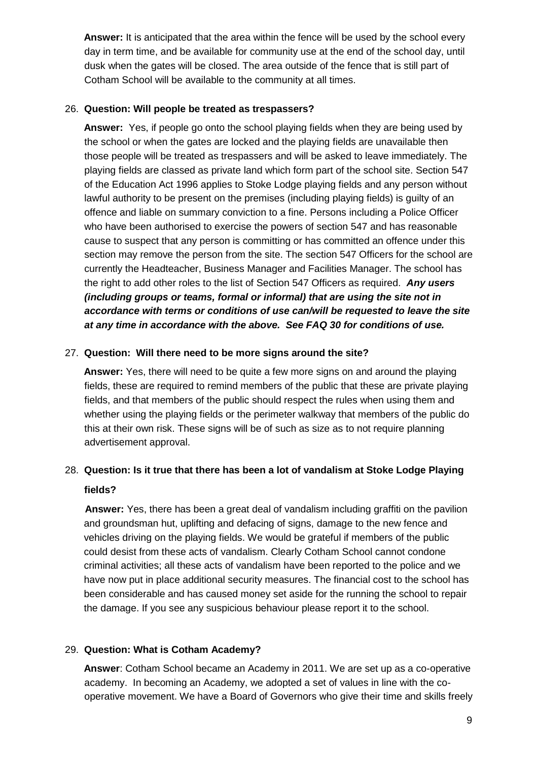**Answer:** It is anticipated that the area within the fence will be used by the school every day in term time, and be available for community use at the end of the school day, until dusk when the gates will be closed. The area outside of the fence that is still part of Cotham School will be available to the community at all times.

26. **Question: Will people be treated as trespassers?**

    **Answer:** Yes, if people go onto the school playing fields when they are being used by the school or when the gates are locked and the playing fields are unavailable then those people will be treated as trespassers and will be asked to leave immediately. The playing fields are classed as private land which form part of the school site. Section 547 of the Education Act 1996 applies to Stoke Lodge playing fields and any person without lawful authority to be present on the premises (including playing fields) is guilty of an offence and liable on summary conviction to a fine. Persons including a Police Officer who have been authorised to exercise the powers of section 547 and has reasonable cause to suspect that any person is committing or has committed an offence under this section may remove the person from the site. The section 547 Officers for the school are currently the Headteacher, Business Manager and Facilities Manager. The school has the right to add other roles to the list of Section 547 Officers as required. ***Any users (including groups or teams, formal or informal) that are using the site not in accordance with terms or conditions of use can/will be requested to leave the site at any time in accordance with the above. See FAQ 30 for conditions of use.***

27. **Question: Will there need to be more signs around the site?**

    **Answer:** Yes, there will need to be quite a few more signs on and around the playing fields, these are required to remind members of the public that these are private playing fields, and that members of the public should respect the rules when using them and whether using the playing fields or the perimeter walkway that members of the public do this at their own risk. These signs will be of such as size as to not require planning advertisement approval.

28. **Question: Is it true that there has been a lot of vandalism at Stoke Lodge Playing fields?**

    **Answer:** Yes, there has been a great deal of vandalism including graffiti on the pavilion and groundsman hut, uplifting and defacing of signs, damage to the new fence and vehicles driving on the playing fields. We would be grateful if members of the public could desist from these acts of vandalism. Clearly Cotham School cannot condone criminal activities; all these acts of vandalism have been reported to the police and we have now put in place additional security measures. The financial cost to the school has been considerable and has caused money set aside for the running the school to repair the damage. If you see any suspicious behaviour please report it to the school.

29. **Question: What is Cotham Academy?**

    **Answer**: Cotham School became an Academy in 2011. We are set up as a co-operative academy. In becoming an Academy, we adopted a set of values in line with the co-operative movement. We have a Board of Governors who give their time and skills freely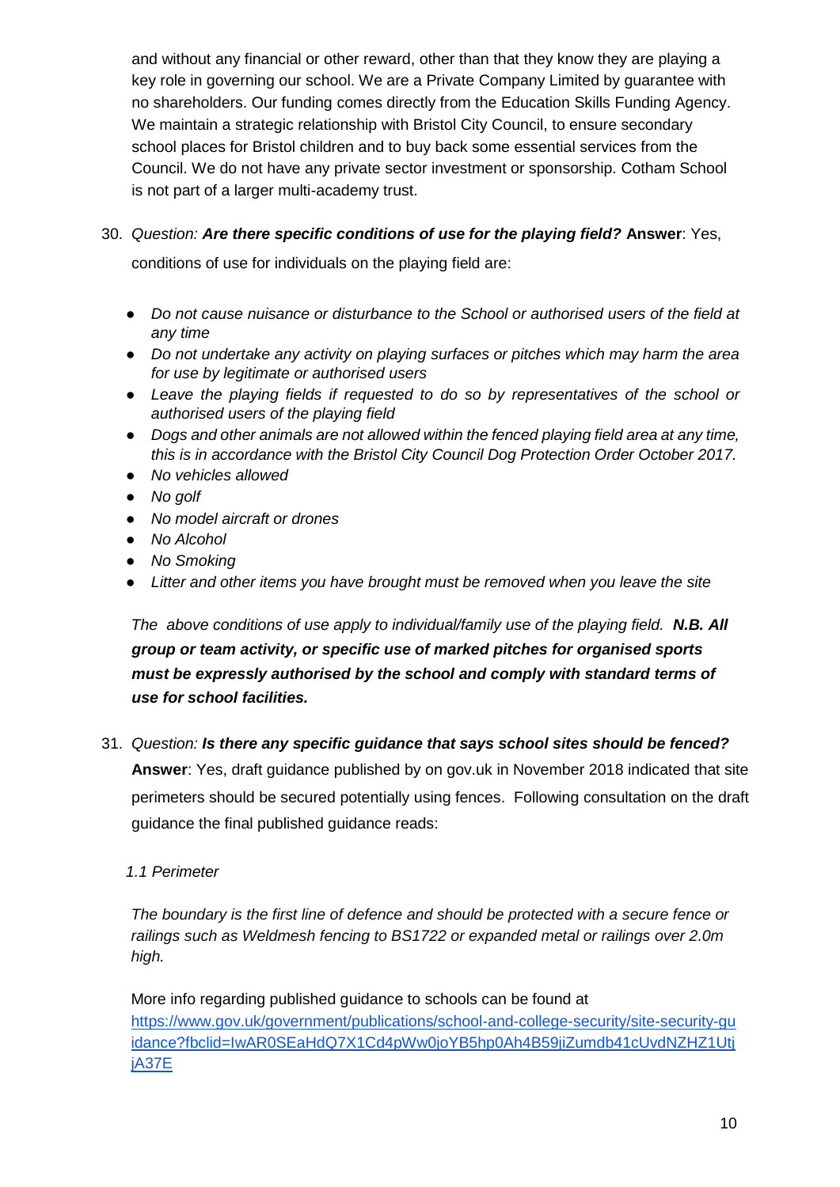and without any financial or other reward, other than that they know they are playing a key role in governing our school. We are a Private Company Limited by guarantee with no shareholders. Our funding comes directly from the Education Skills Funding Agency. We maintain a strategic relationship with Bristol City Council, to ensure secondary school places for Bristol children and to buy back some essential services from the Council. We do not have any private sector investment or sponsorship. Cotham School is not part of a larger multi-academy trust.

30. *Question:* ***Are there specific conditions of use for the playing field?*** **Answer**: Yes, conditions of use for individuals on the playing field are:

    - *Do not cause nuisance or disturbance to the School or authorised users of the field at any time*
    - *Do not undertake any activity on playing surfaces or pitches which may harm the area for use by legitimate or authorised users*
    - *Leave the playing fields if requested to do so by representatives of the school or authorised users of the playing field*
    - *Dogs and other animals are not allowed within the fenced playing field area at any time, this is in accordance with the Bristol City Council Dog Protection Order October 2017.*
    - *No vehicles allowed*
    - *No golf*
    - *No model aircraft or drones*
    - *No Alcohol*
    - *No Smoking*
    - *Litter and other items you have brought must be removed when you leave the site*

    *The above conditions of use apply to individual/family use of the playing field.* ***N.B. All group or team activity, or specific use of marked pitches for organised sports must be expressly authorised by the school and comply with standard terms of use for school facilities.***

31. *Question:* ***Is there any specific guidance that says school sites should be fenced?*** **Answer**: Yes, draft guidance published by on gov.uk in November 2018 indicated that site perimeters should be secured potentially using fences. Following consultation on the draft guidance the final published guidance reads:

    *1.1 Perimeter*

    *The boundary is the first line of defence and should be protected with a secure fence or railings such as Weldmesh fencing to BS1722 or expanded metal or railings over 2.0m high.*

    More info regarding published guidance to schools can be found at https://www.gov.uk/government/publications/school-and-college-security/site-security-guidance?fbclid=IwAR0SEaHdQ7X1Cd4pWw0joYB5hp0Ah4B59jiZumdb41cUvdNZHZ1UtjjA37E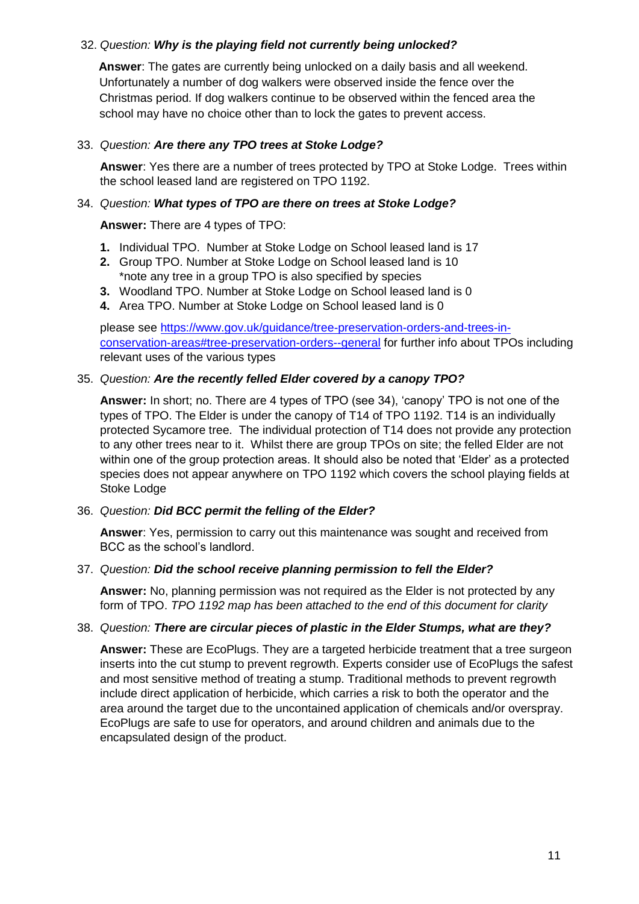32. *Question:* ***Why is the playing field not currently being unlocked?***

    **Answer**: The gates are currently being unlocked on a daily basis and all weekend. Unfortunately a number of dog walkers were observed inside the fence over the Christmas period. If dog walkers continue to be observed within the fenced area the school may have no choice other than to lock the gates to prevent access.

33. *Question:* ***Are there any TPO trees at Stoke Lodge?***

    **Answer**: Yes there are a number of trees protected by TPO at Stoke Lodge. Trees within the school leased land are registered on TPO 1192.

34. *Question:* ***What types of TPO are there on trees at Stoke Lodge?***

    **Answer:** There are 4 types of TPO:

    1. Individual TPO. Number at Stoke Lodge on School leased land is 17
    2. Group TPO. Number at Stoke Lodge on School leased land is 10
       *note any tree in a group TPO is also specified by species
    3. Woodland TPO. Number at Stoke Lodge on School leased land is 0
    4. Area TPO. Number at Stoke Lodge on School leased land is 0

    please see [https://www.gov.uk/guidance/tree-preservation-orders-and-trees-in-conservation-areas#tree-preservation-orders--general](https://www.gov.uk/guidance/tree-preservation-orders-and-trees-in-conservation-areas#tree-preservation-orders--general) for further info about TPOs including relevant uses of the various types

35. *Question:* ***Are the recently felled Elder covered by a canopy TPO?***

    **Answer:** In short; no. There are 4 types of TPO (see 34), 'canopy' TPO is not one of the types of TPO. The Elder is under the canopy of T14 of TPO 1192. T14 is an individually protected Sycamore tree. The individual protection of T14 does not provide any protection to any other trees near to it. Whilst there are group TPOs on site; the felled Elder are not within one of the group protection areas. It should also be noted that 'Elder' as a protected species does not appear anywhere on TPO 1192 which covers the school playing fields at Stoke Lodge

36. *Question:* ***Did BCC permit the felling of the Elder?***

    **Answer**: Yes, permission to carry out this maintenance was sought and received from BCC as the school's landlord.

37. *Question:* ***Did the school receive planning permission to fell the Elder?***

    **Answer:** No, planning permission was not required as the Elder is not protected by any form of TPO. *TPO 1192 map has been attached to the end of this document for clarity*

38. *Question:* ***There are circular pieces of plastic in the Elder Stumps, what are they?***

    **Answer:** These are EcoPlugs. They are a targeted herbicide treatment that a tree surgeon inserts into the cut stump to prevent regrowth. Experts consider use of EcoPlugs the safest and most sensitive method of treating a stump. Traditional methods to prevent regrowth include direct application of herbicide, which carries a risk to both the operator and the area around the target due to the uncontained application of chemicals and/or overspray. EcoPlugs are safe to use for operators, and around children and animals due to the encapsulated design of the product.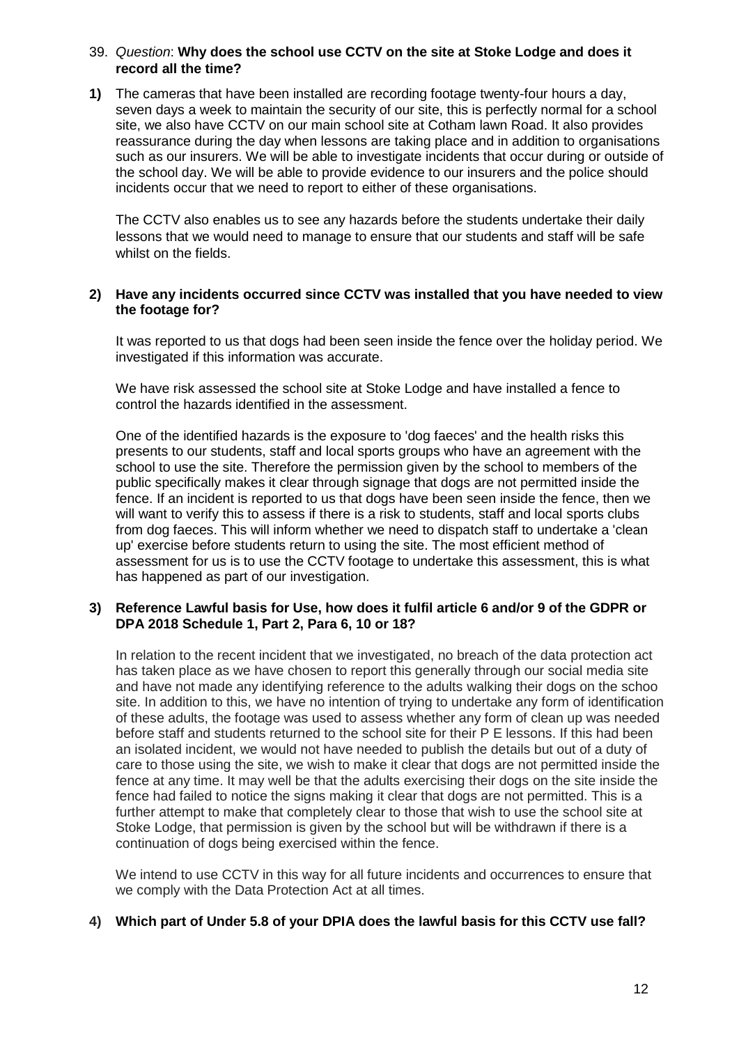39. *Question*: **Why does the school use CCTV on the site at Stoke Lodge and does it record all the time?**

**1)** The cameras that have been installed are recording footage twenty-four hours a day, seven days a week to maintain the security of our site, this is perfectly normal for a school site, we also have CCTV on our main school site at Cotham lawn Road. It also provides reassurance during the day when lessons are taking place and in addition to organisations such as our insurers. We will be able to investigate incidents that occur during or outside of the school day. We will be able to provide evidence to our insurers and the police should incidents occur that we need to report to either of these organisations.

The CCTV also enables us to see any hazards before the students undertake their daily lessons that we would need to manage to ensure that our students and staff will be safe whilst on the fields.

**2) Have any incidents occurred since CCTV was installed that you have needed to view the footage for?**

It was reported to us that dogs had been seen inside the fence over the holiday period. We investigated if this information was accurate.

We have risk assessed the school site at Stoke Lodge and have installed a fence to control the hazards identified in the assessment.

One of the identified hazards is the exposure to 'dog faeces' and the health risks this presents to our students, staff and local sports groups who have an agreement with the school to use the site. Therefore the permission given by the school to members of the public specifically makes it clear through signage that dogs are not permitted inside the fence. If an incident is reported to us that dogs have been seen inside the fence, then we will want to verify this to assess if there is a risk to students, staff and local sports clubs from dog faeces. This will inform whether we need to dispatch staff to undertake a 'clean up' exercise before students return to using the site. The most efficient method of assessment for us is to use the CCTV footage to undertake this assessment, this is what has happened as part of our investigation.

**3) Reference Lawful basis for Use, how does it fulfil article 6 and/or 9 of the GDPR or DPA 2018 Schedule 1, Part 2, Para 6, 10 or 18?**

In relation to the recent incident that we investigated, no breach of the data protection act has taken place as we have chosen to report this generally through our social media site and have not made any identifying reference to the adults walking their dogs on the schoo site. In addition to this, we have no intention of trying to undertake any form of identification of these adults, the footage was used to assess whether any form of clean up was needed before staff and students returned to the school site for their P E lessons. If this had been an isolated incident, we would not have needed to publish the details but out of a duty of care to those using the site, we wish to make it clear that dogs are not permitted inside the fence at any time. It may well be that the adults exercising their dogs on the site inside the fence had failed to notice the signs making it clear that dogs are not permitted. This is a further attempt to make that completely clear to those that wish to use the school site at Stoke Lodge, that permission is given by the school but will be withdrawn if there is a continuation of dogs being exercised within the fence.

We intend to use CCTV in this way for all future incidents and occurrences to ensure that we comply with the Data Protection Act at all times.

**4) Which part of Under 5.8 of your DPIA does the lawful basis for this CCTV use fall?**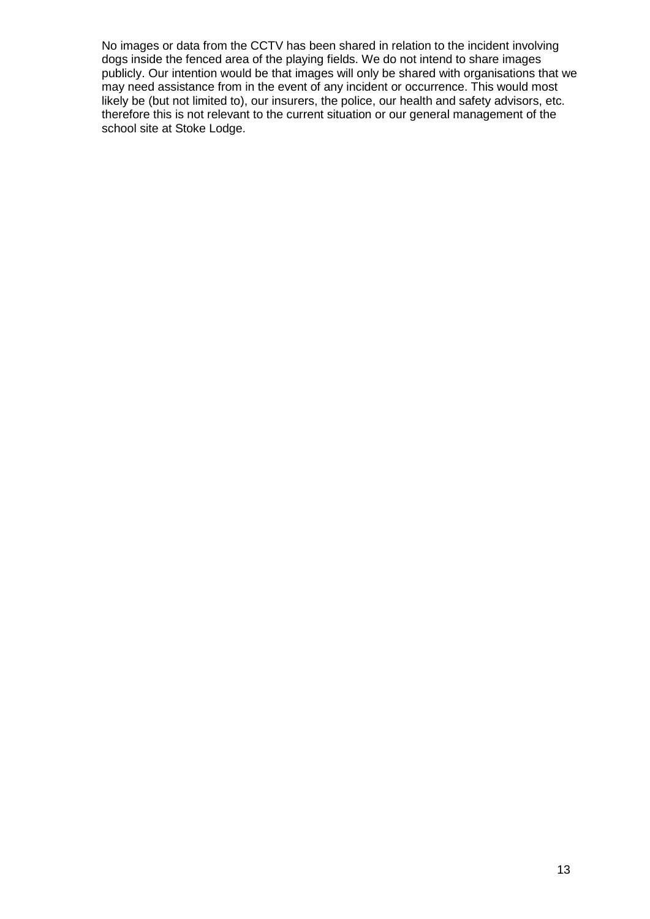No images or data from the CCTV has been shared in relation to the incident involving dogs inside the fenced area of the playing fields. We do not intend to share images publicly. Our intention would be that images will only be shared with organisations that we may need assistance from in the event of any incident or occurrence. This would most likely be (but not limited to), our insurers, the police, our health and safety advisors, etc. therefore this is not relevant to the current situation or our general management of the school site at Stoke Lodge.